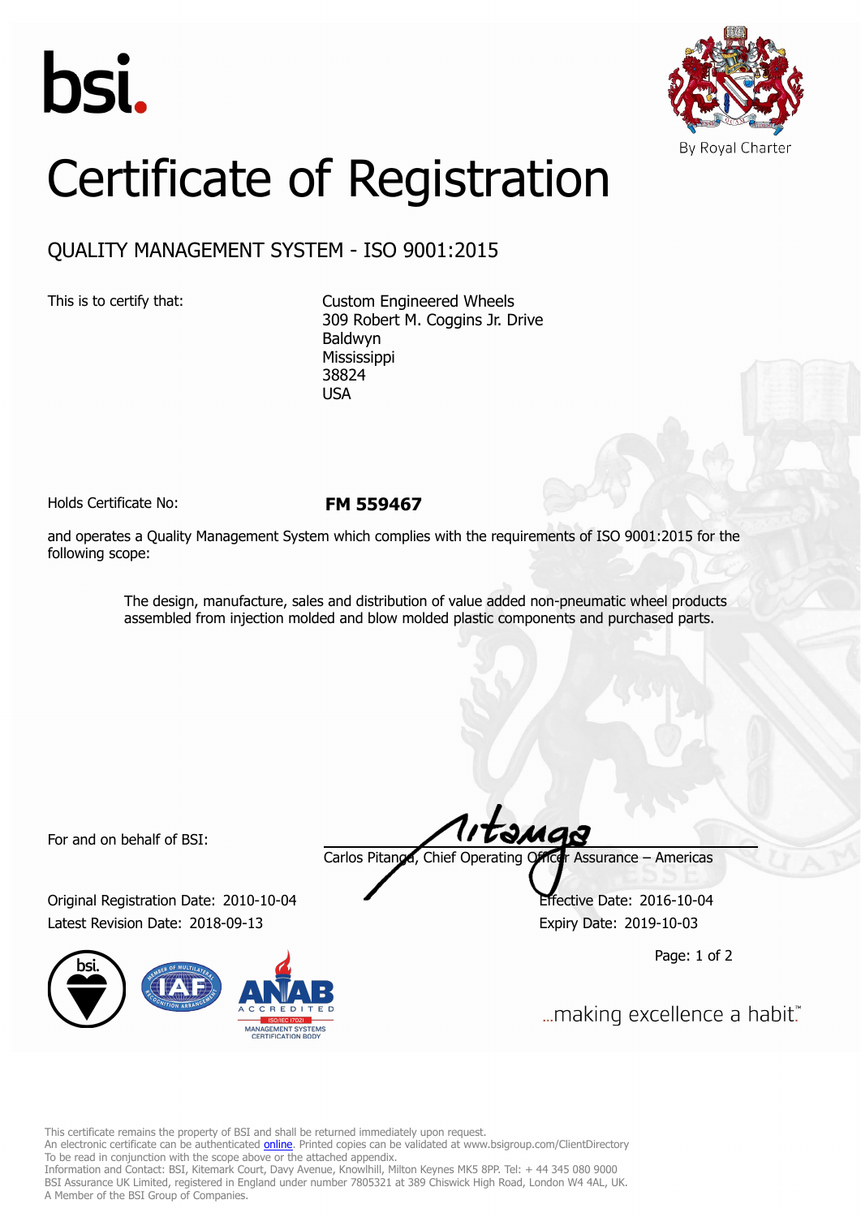bsi.

By Royal Charter

# Certificate of Registration

## QUALITY MANAGEMENT SYSTEM - ISO 9001:2015

This is to certify that:

Custom Engineered Wheels
309 Robert M. Coggins Jr. Drive
Baldwyn
Mississippi
38824
USA

Holds Certificate No: **FM 559467**

and operates a Quality Management System which complies with the requirements of ISO 9001:2015 for the following scope:

> The design, manufacture, sales and distribution of value added non-pneumatic wheel products assembled from injection molded and blow molded plastic components and purchased parts.

For and on behalf of BSI:

Carlos Pitanga, Chief Operating Officer Assurance – Americas

Original Registration Date: 2010-10-04
Latest Revision Date: 2018-09-13

Effective Date: 2016-10-04
Expiry Date: 2019-10-03

...making excellence a habit.™

This certificate remains the property of BSI and shall be returned immediately upon request.
An electronic certificate can be authenticated online. Printed copies can be validated at www.bsigroup.com/ClientDirectory
To be read in conjunction with the scope above or the attached appendix.
Information and Contact: BSI, Kitemark Court, Davy Avenue, Knowlhill, Milton Keynes MK5 8PP. Tel: + 44 345 080 9000
BSI Assurance UK Limited, registered in England under number 7805321 at 389 Chiswick High Road, London W4 4AL, UK.
A Member of the BSI Group of Companies.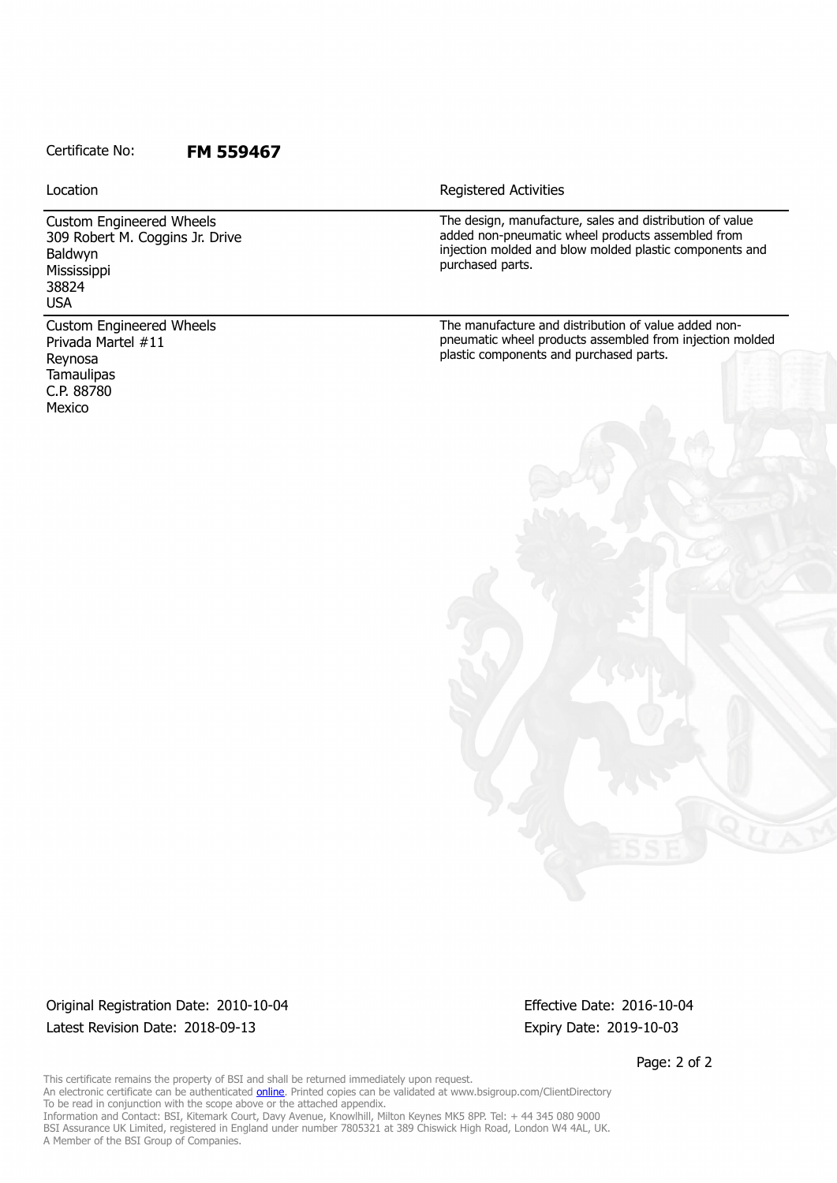Certificate No: **FM 559467**

| Location | Registered Activities |
| --- | --- |
| Custom Engineered Wheels<br>309 Robert M. Coggins Jr. Drive<br>Baldwyn<br>Mississippi<br>38824<br>USA | The design, manufacture, sales and distribution of value added non-pneumatic wheel products assembled from injection molded and blow molded plastic components and purchased parts. |
| Custom Engineered Wheels<br>Privada Martel #11<br>Reynosa<br>Tamaulipas<br>C.P. 88780<br>Mexico | The manufacture and distribution of value added non-pneumatic wheel products assembled from injection molded plastic components and purchased parts. |

Original Registration Date: 2010-10-04

Latest Revision Date: 2018-09-13

Effective Date: 2016-10-04

Expiry Date: 2019-10-03

This certificate remains the property of BSI and shall be returned immediately upon request.
An electronic certificate can be authenticated online. Printed copies can be validated at www.bsigroup.com/ClientDirectory
To be read in conjunction with the scope above or the attached appendix.
Information and Contact: BSI, Kitemark Court, Davy Avenue, Knowlhill, Milton Keynes MK5 8PP. Tel: + 44 345 080 9000
BSI Assurance UK Limited, registered in England under number 7805321 at 389 Chiswick High Road, London W4 4AL, UK.
A Member of the BSI Group of Companies.